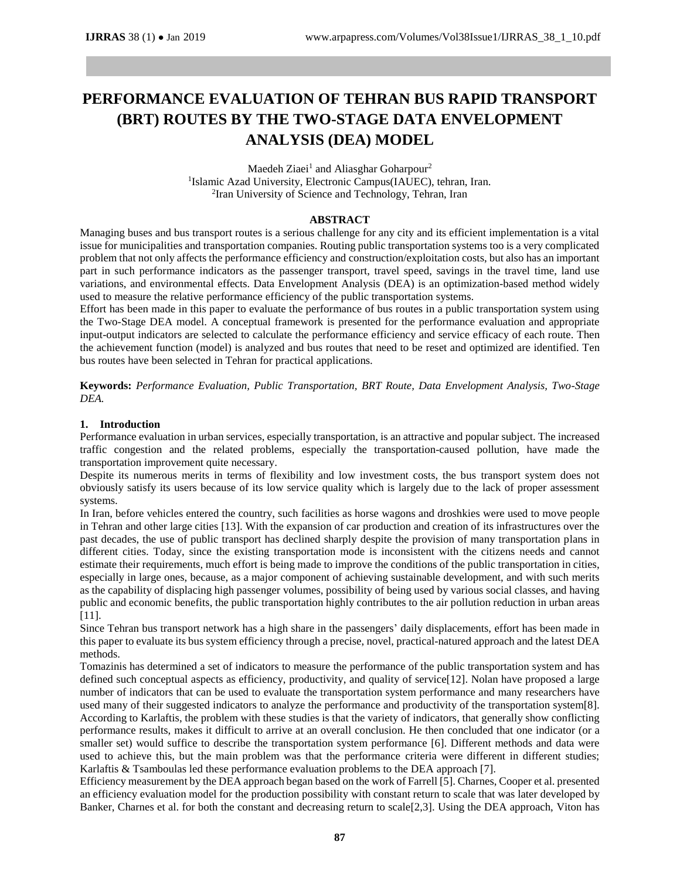# PERFORMANCE EVALUATION OF TEHRAN BUS RAPID TRANSPORT (BRT) ROUTES BY THE TWO-STAGE DATA ENVELOPMENT ANALYSIS (DEA) MODEL

Maedeh Ziaei[1] and Aliasghar Goharpour[2]

[1]Islamic Azad University, Electronic Campus(IAUEC), tehran, Iran.
[2]Iran University of Science and Technology, Tehran, Iran

## ABSTRACT

Managing buses and bus transport routes is a serious challenge for any city and its efficient implementation is a vital issue for municipalities and transportation companies. Routing public transportation systems too is a very complicated problem that not only affects the performance efficiency and construction/exploitation costs, but also has an important part in such performance indicators as the passenger transport, travel speed, savings in the travel time, land use variations, and environmental effects. Data Envelopment Analysis (DEA) is an optimization-based method widely used to measure the relative performance efficiency of the public transportation systems.

Effort has been made in this paper to evaluate the performance of bus routes in a public transportation system using the Two-Stage DEA model. A conceptual framework is presented for the performance evaluation and appropriate input-output indicators are selected to calculate the performance efficiency and service efficacy of each route. Then the achievement function (model) is analyzed and bus routes that need to be reset and optimized are identified. Ten bus routes have been selected in Tehran for practical applications.

**Keywords:** *Performance Evaluation, Public Transportation, BRT Route, Data Envelopment Analysis, Two-Stage DEA.*

## 1. Introduction

Performance evaluation in urban services, especially transportation, is an attractive and popular subject. The increased traffic congestion and the related problems, especially the transportation-caused pollution, have made the transportation improvement quite necessary.

Despite its numerous merits in terms of flexibility and low investment costs, the bus transport system does not obviously satisfy its users because of its low service quality which is largely due to the lack of proper assessment systems.

In Iran, before vehicles entered the country, such facilities as horse wagons and droshkies were used to move people in Tehran and other large cities [13]. With the expansion of car production and creation of its infrastructures over the past decades, the use of public transport has declined sharply despite the provision of many transportation plans in different cities. Today, since the existing transportation mode is inconsistent with the citizens needs and cannot estimate their requirements, much effort is being made to improve the conditions of the public transportation in cities, especially in large ones, because, as a major component of achieving sustainable development, and with such merits as the capability of displacing high passenger volumes, possibility of being used by various social classes, and having public and economic benefits, the public transportation highly contributes to the air pollution reduction in urban areas [11].

Since Tehran bus transport network has a high share in the passengers' daily displacements, effort has been made in this paper to evaluate its bus system efficiency through a precise, novel, practical-natured approach and the latest DEA methods.

Tomazinis has determined a set of indicators to measure the performance of the public transportation system and has defined such conceptual aspects as efficiency, productivity, and quality of service[12]. Nolan have proposed a large number of indicators that can be used to evaluate the transportation system performance and many researchers have used many of their suggested indicators to analyze the performance and productivity of the transportation system[8]. According to Karlaftis, the problem with these studies is that the variety of indicators, that generally show conflicting performance results, makes it difficult to arrive at an overall conclusion. He then concluded that one indicator (or a smaller set) would suffice to describe the transportation system performance [6]. Different methods and data were used to achieve this, but the main problem was that the performance criteria were different in different studies; Karlaftis & Tsamboulas led these performance evaluation problems to the DEA approach [7].

Efficiency measurement by the DEA approach began based on the work of Farrell [5]. Charnes, Cooper et al. presented an efficiency evaluation model for the production possibility with constant return to scale that was later developed by Banker, Charnes et al. for both the constant and decreasing return to scale[2,3]. Using the DEA approach, Viton has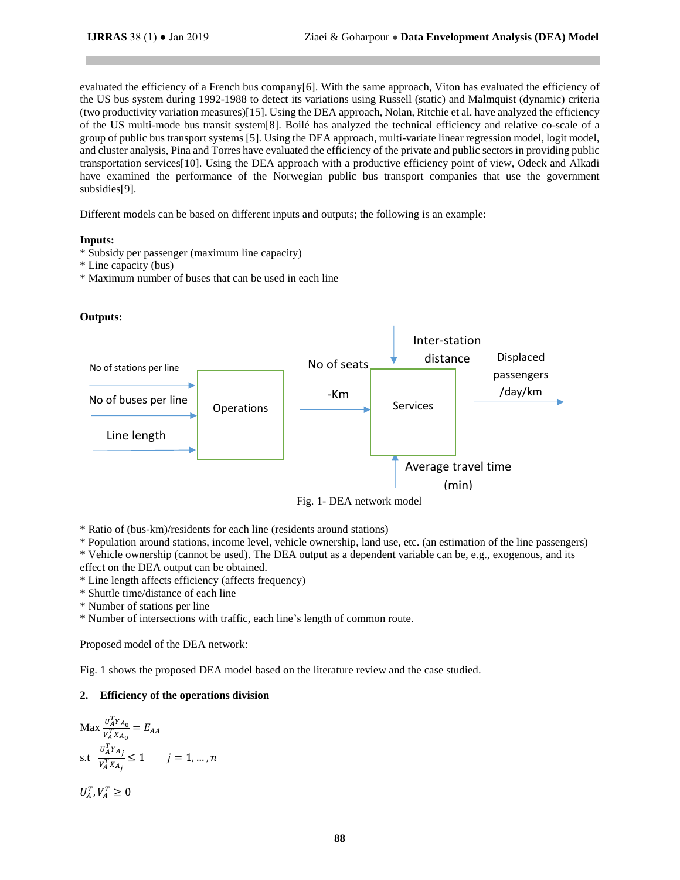evaluated the efficiency of a French bus company[6]. With the same approach, Viton has evaluated the efficiency of the US bus system during 1992-1988 to detect its variations using Russell (static) and Malmquist (dynamic) criteria (two productivity variation measures)[15]. Using the DEA approach, Nolan, Ritchie et al. have analyzed the efficiency of the US multi-mode bus transit system[8]. Boilé has analyzed the technical efficiency and relative co-scale of a group of public bus transport systems [5]. Using the DEA approach, multi-variate linear regression model, logit model, and cluster analysis, Pina and Torres have evaluated the efficiency of the private and public sectors in providing public transportation services[10]. Using the DEA approach with a productive efficiency point of view, Odeck and Alkadi have examined the performance of the Norwegian public bus transport companies that use the government subsidies[9].

Different models can be based on different inputs and outputs; the following is an example:

**Inputs:**
* Subsidy per passenger (maximum line capacity)
* Line capacity (bus)
* Maximum number of buses that can be used in each line

**Outputs:**

Fig. 1- DEA network model

* Ratio of (bus-km)/residents for each line (residents around stations)
* Population around stations, income level, vehicle ownership, land use, etc. (an estimation of the line passengers)
* Vehicle ownership (cannot be used). The DEA output as a dependent variable can be, e.g., exogenous, and its effect on the DEA output can be obtained.
* Line length affects efficiency (affects frequency)
* Shuttle time/distance of each line
* Number of stations per line
* Number of intersections with traffic, each line's length of common route.

Proposed model of the DEA network:

Fig. 1 shows the proposed DEA model based on the literature review and the case studied.

## 2. Efficiency of the operations division

$$\text{Max } \frac{U_A^T Y_{A_0}}{V_A^T X_{A_0}} = E_{AA}$$

$$\text{s.t } \frac{U_A^T Y_{A_j}}{V_A^T X_{A_j}} \leq 1 \qquad j = 1, \dots, n$$

$$U_A^T, V_A^T \geq 0$$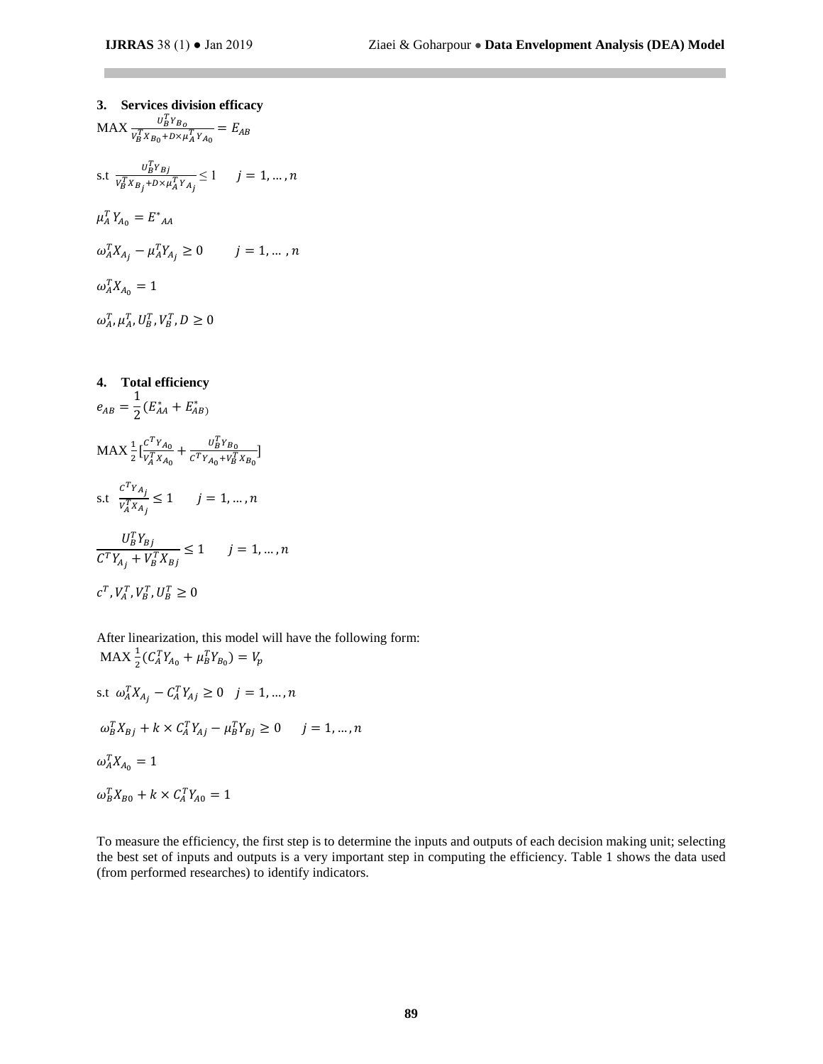### 3. Services division efficacy

$$\text{MAX } \frac{U_B^T Y_{B_o}}{V_B^T X_{B_0} + D \times \mu_A^T Y_{A_0}} = E_{AB}$$

$$\text{s.t } \frac{U_B^T Y_{Bj}}{V_B^T X_{B_j} + D \times \mu_A^T Y_{A_j}} \leq 1 \qquad j = 1, \dots, n$$

$$\mu_A^T Y_{A_0} = E^*_{AA}$$

$$\omega_A^T X_{A_j} - \mu_A^T Y_{A_j} \geq 0 \qquad j = 1, \dots, n$$

$$\omega_A^T X_{A_0} = 1$$

$$\omega_A^T, \mu_A^T, U_B^T, V_B^T, D \geq 0$$

### 4. Total efficiency

$$e_{AB} = \frac{1}{2}(E_{AA}^* + E_{AB}^*)$$

$$\text{MAX } \frac{1}{2}\left[\frac{C^T Y_{A_0}}{V_A^T X_{A_0}} + \frac{U_B^T Y_{B_0}}{C^T Y_{A_0} + V_B^T X_{B_0}}\right]$$

$$\text{s.t } \frac{C^T Y_{A_j}}{V_A^T X_{A_j}} \leq 1 \qquad j = 1, \dots, n$$

$$\frac{U_B^T Y_{Bj}}{C^T Y_{A_j} + V_B^T X_{Bj}} \leq 1 \qquad j = 1, \dots, n$$

$$c^T, V_A^T, V_B^T, U_B^T \geq 0$$

After linearization, this model will have the following form:

$$\text{MAX } \frac{1}{2}(C_A^T Y_{A_0} + \mu_B^T Y_{B_0}) = V_p$$

$$\text{s.t } \omega_A^T X_{A_j} - C_A^T Y_{Aj} \geq 0 \quad j = 1, \dots, n$$

$$\omega_B^T X_{Bj} + k \times C_A^T Y_{Aj} - \mu_B^T Y_{Bj} \geq 0 \qquad j = 1, \dots, n$$

$$\omega_A^T X_{A_0} = 1$$

$$\omega_B^T X_{B0} + k \times C_A^T Y_{A0} = 1$$

To measure the efficiency, the first step is to determine the inputs and outputs of each decision making unit; selecting the best set of inputs and outputs is a very important step in computing the efficiency. Table 1 shows the data used (from performed researches) to identify indicators.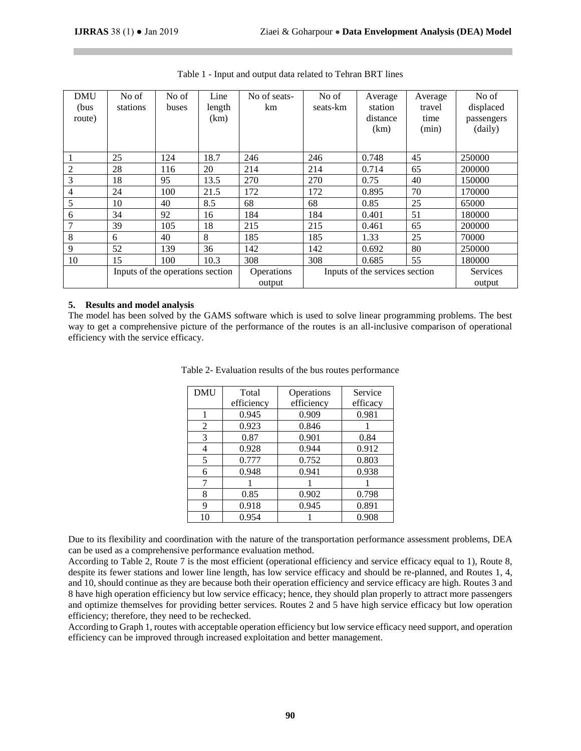Table 1 - Input and output data related to Tehran BRT lines

| DMU (bus route) | No of stations | No of buses | Line length (km) | No of seats-km | No of seats-km | Average station distance (km) | Average travel time (min) | No of displaced passengers (daily) |
|---|---|---|---|---|---|---|---|---|
| 1 | 25 | 124 | 18.7 | 246 | 246 | 0.748 | 45 | 250000 |
| 2 | 28 | 116 | 20 | 214 | 214 | 0.714 | 65 | 200000 |
| 3 | 18 | 95 | 13.5 | 270 | 270 | 0.75 | 40 | 150000 |
| 4 | 24 | 100 | 21.5 | 172 | 172 | 0.895 | 70 | 170000 |
| 5 | 10 | 40 | 8.5 | 68 | 68 | 0.85 | 25 | 65000 |
| 6 | 34 | 92 | 16 | 184 | 184 | 0.401 | 51 | 180000 |
| 7 | 39 | 105 | 18 | 215 | 215 | 0.461 | 65 | 200000 |
| 8 | 6 | 40 | 8 | 185 | 185 | 1.33 | 25 | 70000 |
| 9 | 52 | 139 | 36 | 142 | 142 | 0.692 | 80 | 250000 |
| 10 | 15 | 100 | 10.3 | 308 | 308 | 0.685 | 55 | 180000 |
| | Inputs of the operations section | | | Operations output | Inputs of the services section | | | Services output |

## 5. Results and model analysis

The model has been solved by the GAMS software which is used to solve linear programming problems. The best way to get a comprehensive picture of the performance of the routes is an all-inclusive comparison of operational efficiency with the service efficacy.

Table 2- Evaluation results of the bus routes performance

| DMU | Total efficiency | Operations efficiency | Service efficacy |
|---|---|---|---|
| 1 | 0.945 | 0.909 | 0.981 |
| 2 | 0.923 | 0.846 | 1 |
| 3 | 0.87 | 0.901 | 0.84 |
| 4 | 0.928 | 0.944 | 0.912 |
| 5 | 0.777 | 0.752 | 0.803 |
| 6 | 0.948 | 0.941 | 0.938 |
| 7 | 1 | 1 | 1 |
| 8 | 0.85 | 0.902 | 0.798 |
| 9 | 0.918 | 0.945 | 0.891 |
| 10 | 0.954 | 1 | 0.908 |

Due to its flexibility and coordination with the nature of the transportation performance assessment problems, DEA can be used as a comprehensive performance evaluation method.

According to Table 2, Route 7 is the most efficient (operational efficiency and service efficacy equal to 1), Route 8, despite its fewer stations and lower line length, has low service efficacy and should be re-planned, and Routes 1, 4, and 10, should continue as they are because both their operation efficiency and service efficacy are high. Routes 3 and 8 have high operation efficiency but low service efficacy; hence, they should plan properly to attract more passengers and optimize themselves for providing better services. Routes 2 and 5 have high service efficacy but low operation efficiency; therefore, they need to be rechecked.

According to Graph 1, routes with acceptable operation efficiency but low service efficacy need support, and operation efficiency can be improved through increased exploitation and better management.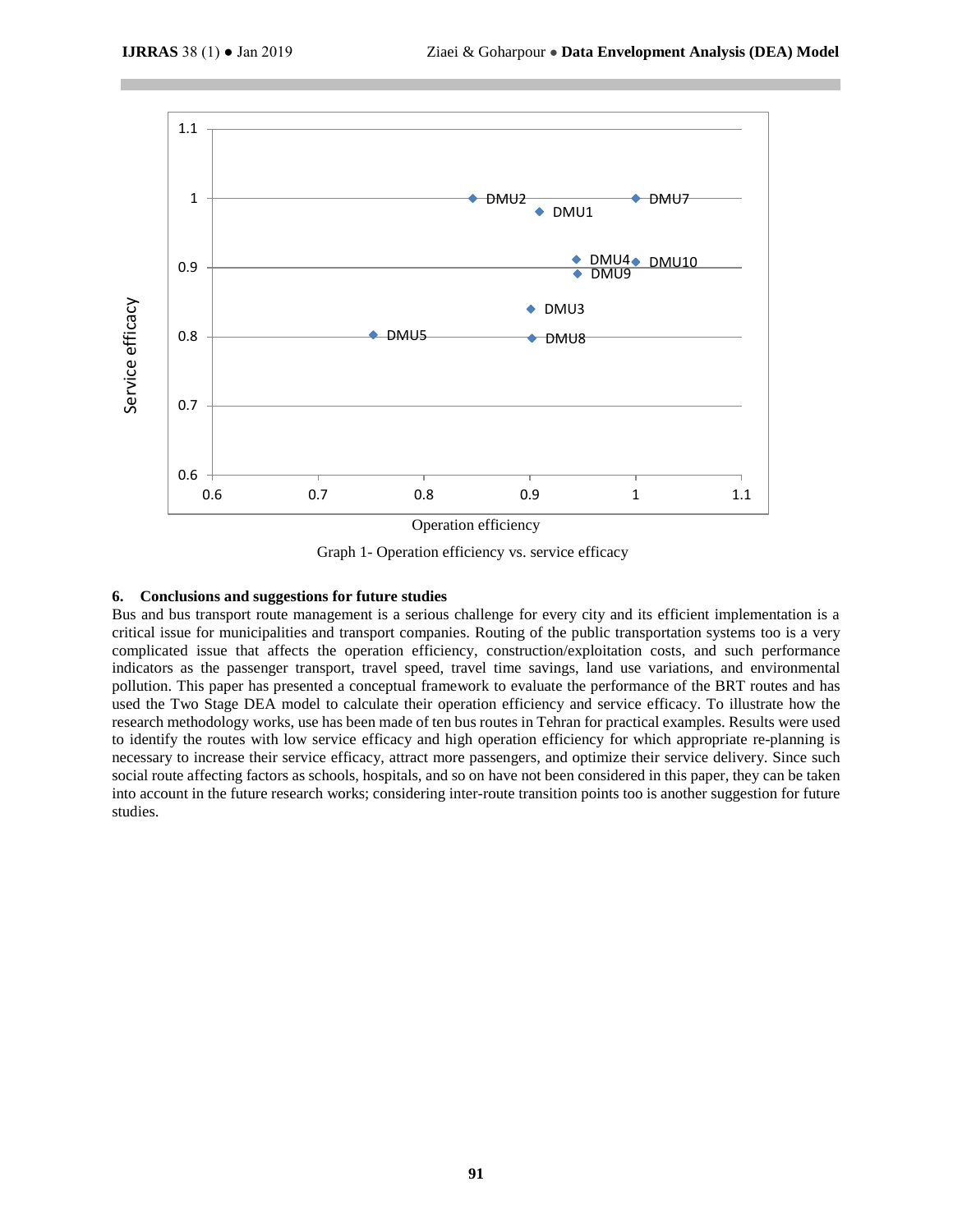Graph 1- Operation efficiency vs. service efficacy

## 6. Conclusions and suggestions for future studies

Bus and bus transport route management is a serious challenge for every city and its efficient implementation is a critical issue for municipalities and transport companies. Routing of the public transportation systems too is a very complicated issue that affects the operation efficiency, construction/exploitation costs, and such performance indicators as the passenger transport, travel speed, travel time savings, land use variations, and environmental pollution. This paper has presented a conceptual framework to evaluate the performance of the BRT routes and has used the Two Stage DEA model to calculate their operation efficiency and service efficacy. To illustrate how the research methodology works, use has been made of ten bus routes in Tehran for practical examples. Results were used to identify the routes with low service efficacy and high operation efficiency for which appropriate re-planning is necessary to increase their service efficacy, attract more passengers, and optimize their service delivery. Since such social route affecting factors as schools, hospitals, and so on have not been considered in this paper, they can be taken into account in the future research works; considering inter-route transition points too is another suggestion for future studies.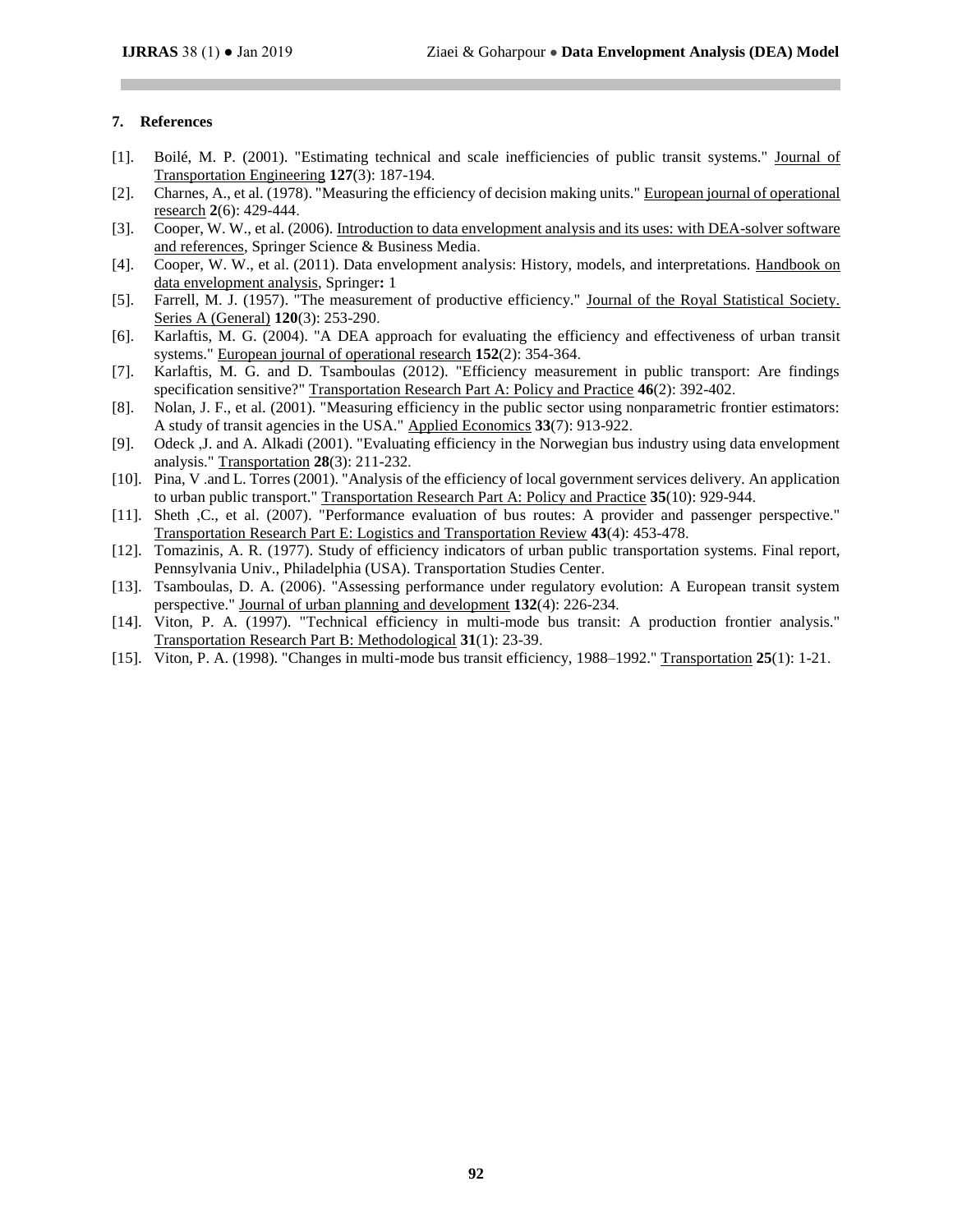## 7. References

[1]. Boilé, M. P. (2001). "Estimating technical and scale inefficiencies of public transit systems." Journal of Transportation Engineering **127**(3): 187-194.

[2]. Charnes, A., et al. (1978). "Measuring the efficiency of decision making units." European journal of operational research **2**(6): 429-444.

[3]. Cooper, W. W., et al. (2006). Introduction to data envelopment analysis and its uses: with DEA-solver software and references, Springer Science & Business Media.

[4]. Cooper, W. W., et al. (2011). Data envelopment analysis: History, models, and interpretations. Handbook on data envelopment analysis, Springer**:** 1

[5]. Farrell, M. J. (1957). "The measurement of productive efficiency." Journal of the Royal Statistical Society. Series A (General) **120**(3): 253-290.

[6]. Karlaftis, M. G. (2004). "A DEA approach for evaluating the efficiency and effectiveness of urban transit systems." European journal of operational research **152**(2): 354-364.

[7]. Karlaftis, M. G. and D. Tsamboulas (2012). "Efficiency measurement in public transport: Are findings specification sensitive?" Transportation Research Part A: Policy and Practice **46**(2): 392-402.

[8]. Nolan, J. F., et al. (2001). "Measuring efficiency in the public sector using nonparametric frontier estimators: A study of transit agencies in the USA." Applied Economics **33**(7): 913-922.

[9]. Odeck ,J. and A. Alkadi (2001). "Evaluating efficiency in the Norwegian bus industry using data envelopment analysis." Transportation **28**(3): 211-232.

[10]. Pina, V .and L. Torres (2001). "Analysis of the efficiency of local government services delivery. An application to urban public transport." Transportation Research Part A: Policy and Practice **35**(10): 929-944.

[11]. Sheth ,C., et al. (2007). "Performance evaluation of bus routes: A provider and passenger perspective." Transportation Research Part E: Logistics and Transportation Review **43**(4): 453-478.

[12]. Tomazinis, A. R. (1977). Study of efficiency indicators of urban public transportation systems. Final report, Pennsylvania Univ., Philadelphia (USA). Transportation Studies Center.

[13]. Tsamboulas, D. A. (2006). "Assessing performance under regulatory evolution: A European transit system perspective." Journal of urban planning and development **132**(4): 226-234.

[14]. Viton, P. A. (1997). "Technical efficiency in multi-mode bus transit: A production frontier analysis." Transportation Research Part B: Methodological **31**(1): 23-39.

[15]. Viton, P. A. (1998). "Changes in multi-mode bus transit efficiency, 1988–1992." Transportation **25**(1): 1-21.